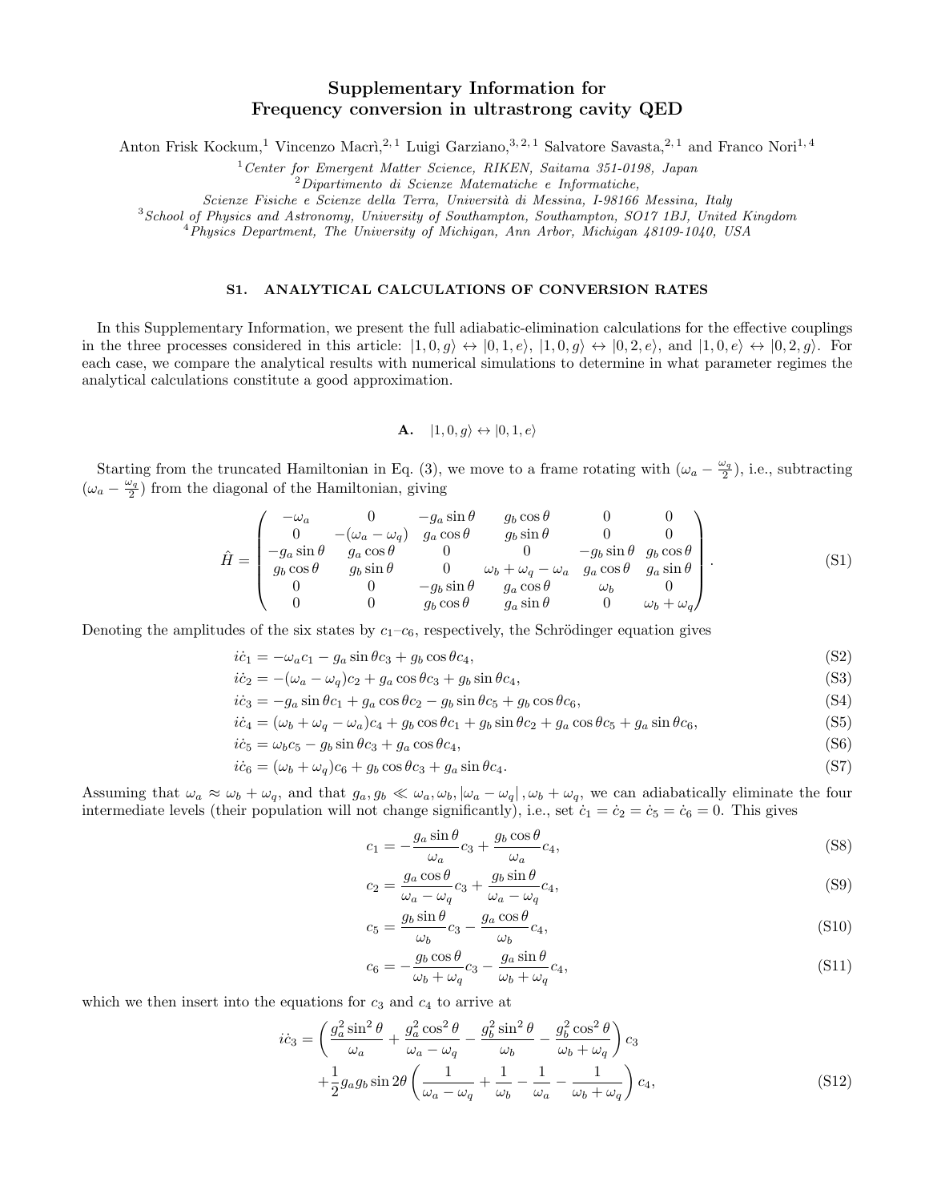# Supplementary Information for Frequency conversion in ultrastrong cavity QED

Anton Frisk Kockum,[1] Vincenzo Macrì,[2,1] Luigi Garziano,[3,2,1] Salvatore Savasta,[2,1] and Franco Nori[1,4]

[1] *Center for Emergent Matter Science, RIKEN, Saitama 351-0198, Japan*
[2] *Dipartimento di Scienze Matematiche e Informatiche, Scienze Fisiche e Scienze della Terra, Università di Messina, I-98166 Messina, Italy*
[3] *School of Physics and Astronomy, University of Southampton, Southampton, SO17 1BJ, United Kingdom*
[4] *Physics Department, The University of Michigan, Ann Arbor, Michigan 48109-1040, USA*

## S1. ANALYTICAL CALCULATIONS OF CONVERSION RATES

In this Supplementary Information, we present the full adiabatic-elimination calculations for the effective couplings in the three processes considered in this article: $|1,0,g\rangle \leftrightarrow |0,1,e\rangle$, $|1,0,g\rangle \leftrightarrow |0,2,e\rangle$, and $|1,0,e\rangle \leftrightarrow |0,2,g\rangle$. For each case, we compare the analytical results with numerical simulations to determine in what parameter regimes the analytical calculations constitute a good approximation.

### A. $|1,0,g\rangle \leftrightarrow |0,1,e\rangle$

Starting from the truncated Hamiltonian in Eq. (3), we move to a frame rotating with $(\omega_a - \frac{\omega_q}{2})$, i.e., subtracting $(\omega_a - \frac{\omega_q}{2})$ from the diagonal of the Hamiltonian, giving

$$
\hat{H} = \begin{pmatrix}
-\omega_a & 0 & -g_a \sin\theta & g_b \cos\theta & 0 & 0 \\
0 & -(\omega_a - \omega_q) & g_a \cos\theta & g_b \sin\theta & 0 & 0 \\
-g_a \sin\theta & g_a \cos\theta & 0 & 0 & -g_b \sin\theta & g_b \cos\theta \\
g_b \cos\theta & g_b \sin\theta & 0 & \omega_b + \omega_q - \omega_a & g_a \cos\theta & g_a \sin\theta \\
0 & 0 & -g_b \sin\theta & g_a \cos\theta & \omega_b & 0 \\
0 & 0 & g_b \cos\theta & g_a \sin\theta & 0 & \omega_b + \omega_q
\end{pmatrix}. \tag{S1}
$$

Denoting the amplitudes of the six states by $c_1$–$c_6$, respectively, the Schrödinger equation gives

$$
i\dot{c}_1 = -\omega_a c_1 - g_a \sin\theta c_3 + g_b \cos\theta c_4, \tag{S2}
$$

$$
i\dot{c}_2 = -(\omega_a - \omega_q) c_2 + g_a \cos\theta c_3 + g_b \sin\theta c_4, \tag{S3}
$$

$$
i\dot{c}_3 = -g_a \sin\theta c_1 + g_a \cos\theta c_2 - g_b \sin\theta c_5 + g_b \cos\theta c_6, \tag{S4}
$$

$$
i\dot{c}_4 = (\omega_b + \omega_q - \omega_a) c_4 + g_b \cos\theta c_1 + g_b \sin\theta c_2 + g_a \cos\theta c_5 + g_a \sin\theta c_6, \tag{S5}
$$

$$
i\dot{c}_5 = \omega_b c_5 - g_b \sin\theta c_3 + g_a \cos\theta c_4, \tag{S6}
$$

$$
i\dot{c}_6 = (\omega_b + \omega_q) c_6 + g_b \cos\theta c_3 + g_a \sin\theta c_4. \tag{S7}
$$

Assuming that $\omega_a \approx \omega_b + \omega_q$, and that $g_a, g_b \ll \omega_a, \omega_b, |\omega_a - \omega_q|, \omega_b + \omega_q$, we can adiabatically eliminate the four intermediate levels (their population will not change significantly), i.e., set $\dot{c}_1 = \dot{c}_2 = \dot{c}_5 = \dot{c}_6 = 0$. This gives

$$
c_1 = -\frac{g_a \sin\theta}{\omega_a} c_3 + \frac{g_b \cos\theta}{\omega_a} c_4, \tag{S8}
$$

$$
c_2 = \frac{g_a \cos\theta}{\omega_a - \omega_q} c_3 + \frac{g_b \sin\theta}{\omega_a - \omega_q} c_4, \tag{S9}
$$

$$
c_5 = \frac{g_b \sin\theta}{\omega_b} c_3 - \frac{g_a \cos\theta}{\omega_b} c_4, \tag{S10}
$$

$$
c_6 = -\frac{g_b \cos\theta}{\omega_b + \omega_q} c_3 - \frac{g_a \sin\theta}{\omega_b + \omega_q} c_4, \tag{S11}
$$

which we then insert into the equations for $c_3$ and $c_4$ to arrive at

$$
\begin{aligned}
i\dot{c}_3 = &\left( \frac{g_a^2 \sin^2\theta}{\omega_a} + \frac{g_a^2 \cos^2\theta}{\omega_a - \omega_q} - \frac{g_b^2 \sin^2\theta}{\omega_b} - \frac{g_b^2 \cos^2\theta}{\omega_b + \omega_q} \right) c_3 \\
&+ \frac{1}{2} g_a g_b \sin 2\theta \left( \frac{1}{\omega_a - \omega_q} + \frac{1}{\omega_b} - \frac{1}{\omega_a} - \frac{1}{\omega_b + \omega_q} \right) c_4,
\end{aligned} \tag{S12}
$$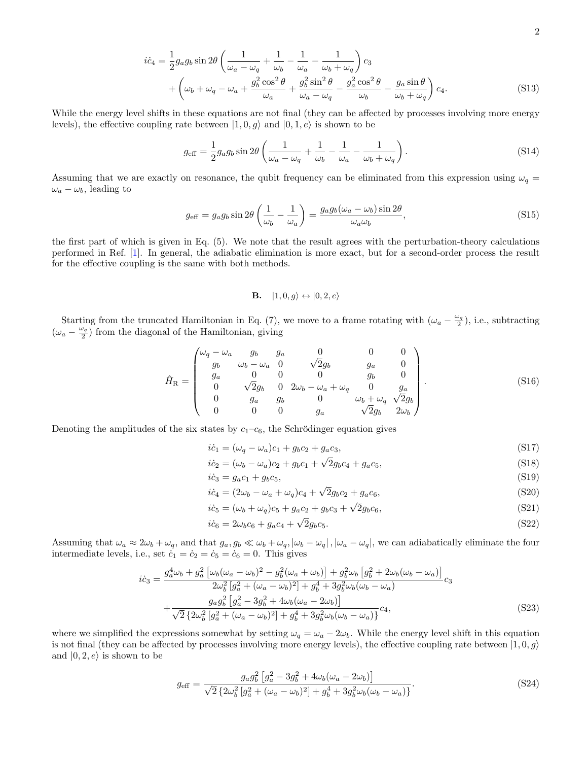$$
\begin{aligned}
i\dot{c}_4 = &\frac{1}{2} g_a g_b \sin 2\theta \left( \frac{1}{\omega_a - \omega_q} + \frac{1}{\omega_b} - \frac{1}{\omega_a} - \frac{1}{\omega_b + \omega_q} \right) c_3 \\
&+ \left( \omega_b + \omega_q - \omega_a + \frac{g_b^2 \cos^2\theta}{\omega_a} + \frac{g_b^2 \sin^2\theta}{\omega_a - \omega_q} - \frac{g_a^2 \cos^2\theta}{\omega_b} - \frac{g_a \sin\theta}{\omega_b + \omega_q} \right) c_4.
\end{aligned}
\tag{S13}
$$

While the energy level shifts in these equations are not final (they can be affected by processes involving more energy levels), the effective coupling rate between $|1, 0, g\rangle$ and $|0, 1, e\rangle$ is shown to be

$$
g_{\text{eff}} = \frac{1}{2} g_a g_b \sin 2\theta \left( \frac{1}{\omega_a - \omega_q} + \frac{1}{\omega_b} - \frac{1}{\omega_a} - \frac{1}{\omega_b + \omega_q} \right). \tag{S14}
$$

Assuming that we are exactly on resonance, the qubit frequency can be eliminated from this expression using $\omega_q = \omega_a - \omega_b$, leading to

$$
g_{\text{eff}} = g_a g_b \sin 2\theta \left( \frac{1}{\omega_b} - \frac{1}{\omega_a} \right) = \frac{g_a g_b (\omega_a - \omega_b) \sin 2\theta}{\omega_a \omega_b}, \tag{S15}
$$

the first part of which is given in Eq. (5). We note that the result agrees with the perturbation-theory calculations performed in Ref. [1]. In general, the adiabatic elimination is more exact, but for a second-order process the result for the effective coupling is the same with both methods.

### B. $|1, 0, g\rangle \leftrightarrow |0, 2, e\rangle$

Starting from the truncated Hamiltonian in Eq. (7), we move to a frame rotating with $(\omega_a - \frac{\omega_q}{2})$, i.e., subtracting $(\omega_a - \frac{\omega_q}{2})$ from the diagonal of the Hamiltonian, giving

$$
\hat{H}_{\text{R}} = \begin{pmatrix}
\omega_q - \omega_a & g_b & g_a & 0 & 0 & 0 \\
g_b & \omega_b - \omega_a & 0 & \sqrt{2} g_b & g_a & 0 \\
g_a & 0 & 0 & 0 & g_b & 0 \\
0 & \sqrt{2} g_b & 0 & 2\omega_b - \omega_a + \omega_q & 0 & g_a \\
0 & g_a & g_b & 0 & \omega_b + \omega_q & \sqrt{2} g_b \\
0 & 0 & 0 & g_a & \sqrt{2} g_b & 2\omega_b
\end{pmatrix}. \tag{S16}
$$

Denoting the amplitudes of the six states by $c_1$–$c_6$, the Schrödinger equation gives

$$
i\dot{c}_1 = (\omega_q - \omega_a) c_1 + g_b c_2 + g_a c_3, \tag{S17}
$$

$$
i\dot{c}_2 = (\omega_b - \omega_a) c_2 + g_b c_1 + \sqrt{2} g_b c_4 + g_a c_5, \tag{S18}
$$

$$
i\dot{c}_3 = g_a c_1 + g_b c_5, \tag{S19}
$$

$$
i\dot{c}_4 = (2\omega_b - \omega_a + \omega_q) c_4 + \sqrt{2} g_b c_2 + g_a c_6, \tag{S20}
$$

$$
i\dot{c}_5 = (\omega_b + \omega_q) c_5 + g_a c_2 + g_b c_3 + \sqrt{2} g_b c_6, \tag{S21}
$$

$$
i\dot{c}_6 = 2\omega_b c_6 + g_a c_4 + \sqrt{2} g_b c_5. \tag{S22}
$$

Assuming that $\omega_a \approx 2\omega_b + \omega_q$, and that $g_a, g_b \ll \omega_b + \omega_q, |\omega_b - \omega_q|, |\omega_a - \omega_q|$, we can adiabatically eliminate the four intermediate levels, i.e., set $\dot{c}_1 = \dot{c}_2 = \dot{c}_5 = \dot{c}_6 = 0$. This gives

$$
\begin{aligned}
i\dot{c}_3 = &\frac{g_a^4 \omega_b + g_a^2 \left[ \omega_b (\omega_a - \omega_b)^2 - g_b^2 (\omega_a + \omega_b) \right] + g_b^2 \omega_b \left[ g_b^2 + 2\omega_b (\omega_b - \omega_a) \right]}{2\omega_b^2 \left[ g_a^2 + (\omega_a - \omega_b)^2 \right] + g_b^4 + 3 g_b^2 \omega_b (\omega_b - \omega_a)} c_3 \\
&+ \frac{g_a g_b^2 \left[ g_a^2 - 3 g_b^2 + 4\omega_b (\omega_a - 2\omega_b) \right]}{\sqrt{2} \left\{ 2\omega_b^2 \left[ g_a^2 + (\omega_a - \omega_b)^2 \right] + g_b^4 + 3 g_b^2 \omega_b (\omega_b - \omega_a) \right\}} c_4,
\end{aligned}
\tag{S23}
$$

where we simplified the expressions somewhat by setting $\omega_q = \omega_a - 2\omega_b$. While the energy level shift in this equation is not final (they can be affected by processes involving more energy levels), the effective coupling rate between $|1, 0, g\rangle$ and $|0, 2, e\rangle$ is shown to be

$$
g_{\text{eff}} = \frac{g_a g_b^2 \left[ g_a^2 - 3 g_b^2 + 4\omega_b (\omega_a - 2\omega_b) \right]}{\sqrt{2} \left\{ 2\omega_b^2 \left[ g_a^2 + (\omega_a - \omega_b)^2 \right] + g_b^4 + 3 g_b^2 \omega_b (\omega_b - \omega_a) \right\}}. \tag{S24}
$$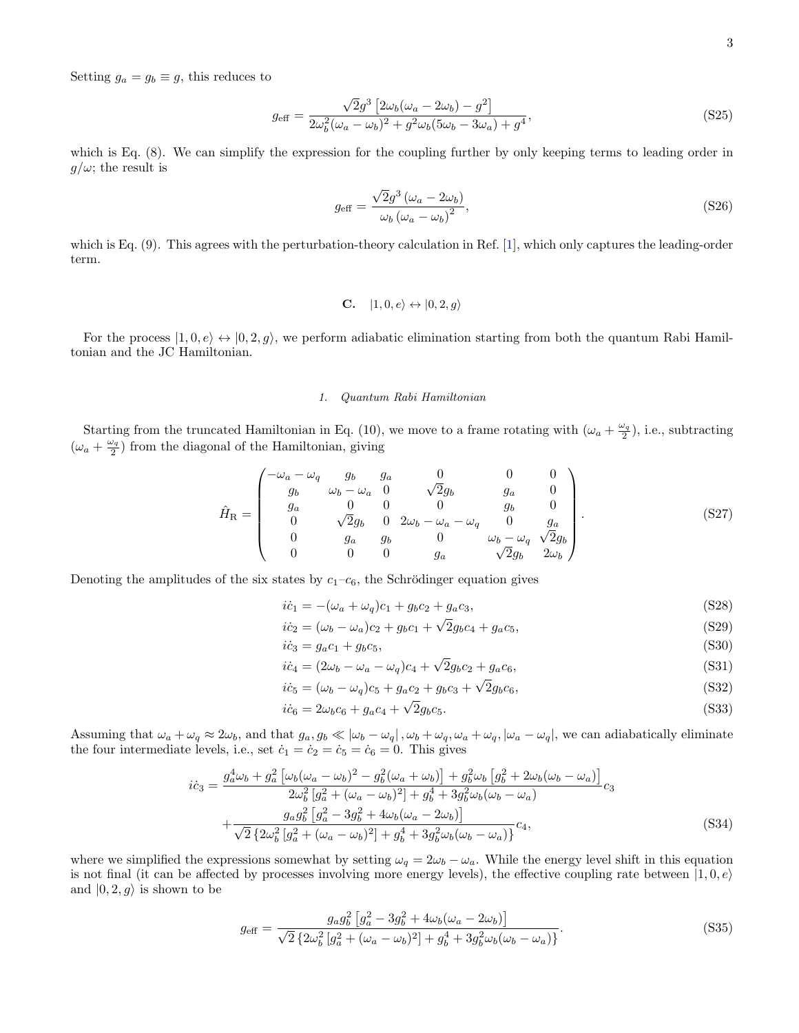Setting $g_a = g_b \equiv g$, this reduces to

$$g_{\text{eff}} = \frac{\sqrt{2}g^3\left[2\omega_b(\omega_a - 2\omega_b) - g^2\right]}{2\omega_b^2(\omega_a - \omega_b)^2 + g^2\omega_b(5\omega_b - 3\omega_a) + g^4}, \tag{S25}$$

which is Eq. (8). We can simplify the expression for the coupling further by only keeping terms to leading order in $g/\omega$; the result is

$$g_{\text{eff}} = \frac{\sqrt{2}g^3\left(\omega_a - 2\omega_b\right)}{\omega_b\left(\omega_a - \omega_b\right)^2}, \tag{S26}$$

which is Eq. (9). This agrees with the perturbation-theory calculation in Ref. [1], which only captures the leading-order term.

### C. $|1, 0, e\rangle \leftrightarrow |0, 2, g\rangle$

For the process $|1, 0, e\rangle \leftrightarrow |0, 2, g\rangle$, we perform adiabatic elimination starting from both the quantum Rabi Hamiltonian and the JC Hamiltonian.

#### 1. *Quantum Rabi Hamiltonian*

Starting from the truncated Hamiltonian in Eq. (10), we move to a frame rotating with $(\omega_a + \frac{\omega_q}{2})$, i.e., subtracting $(\omega_a + \frac{\omega_q}{2})$ from the diagonal of the Hamiltonian, giving

$$\hat{H}_{\text{R}} = \begin{pmatrix} -\omega_a - \omega_q & g_b & g_a & 0 & 0 & 0 \\ g_b & \omega_b - \omega_a & 0 & \sqrt{2}g_b & g_a & 0 \\ g_a & 0 & 0 & 0 & g_b & 0 \\ 0 & \sqrt{2}g_b & 0 & 2\omega_b - \omega_a - \omega_q & 0 & g_a \\ 0 & g_a & g_b & 0 & \omega_b - \omega_q & \sqrt{2}g_b \\ 0 & 0 & 0 & g_a & \sqrt{2}g_b & 2\omega_b \end{pmatrix}. \tag{S27}$$

Denoting the amplitudes of the six states by $c_1$–$c_6$, the Schrödinger equation gives

$$i\dot{c}_1 = -(\omega_a + \omega_q)c_1 + g_b c_2 + g_a c_3, \tag{S28}$$

$$i\dot{c}_2 = (\omega_b - \omega_a)c_2 + g_b c_1 + \sqrt{2}g_b c_4 + g_a c_5, \tag{S29}$$

$$i\dot{c}_3 = g_a c_1 + g_b c_5, \tag{S30}$$

$$i\dot{c}_4 = (2\omega_b - \omega_a - \omega_q)c_4 + \sqrt{2}g_b c_2 + g_a c_6, \tag{S31}$$

$$i\dot{c}_5 = (\omega_b - \omega_q)c_5 + g_a c_2 + g_b c_3 + \sqrt{2}g_b c_6, \tag{S32}$$

$$i\dot{c}_6 = 2\omega_b c_6 + g_a c_4 + \sqrt{2}g_b c_5. \tag{S33}$$

Assuming that $\omega_a + \omega_q \approx 2\omega_b$, and that $g_a, g_b \ll |\omega_b - \omega_q|, \omega_b + \omega_q, \omega_a + \omega_q, |\omega_a - \omega_q|$, we can adiabatically eliminate the four intermediate levels, i.e., set $\dot{c}_1 = \dot{c}_2 = \dot{c}_5 = \dot{c}_6 = 0$. This gives

$$\begin{aligned} i\dot{c}_3 = {} & \frac{g_a^4\omega_b + g_a^2\left[\omega_b(\omega_a - \omega_b)^2 - g_b^2(\omega_a + \omega_b)\right] + g_b^2\omega_b\left[g_b^2 + 2\omega_b(\omega_b - \omega_a)\right]}{2\omega_b^2\left[g_a^2 + (\omega_a - \omega_b)^2\right] + g_b^4 + 3g_b^2\omega_b(\omega_b - \omega_a)}c_3 \\ & + \frac{g_a g_b^2\left[g_a^2 - 3g_b^2 + 4\omega_b(\omega_a - 2\omega_b)\right]}{\sqrt{2}\left\{2\omega_b^2\left[g_a^2 + (\omega_a - \omega_b)^2\right] + g_b^4 + 3g_b^2\omega_b(\omega_b - \omega_a)\right\}}c_4, \end{aligned} \tag{S34}$$

where we simplified the expressions somewhat by setting $\omega_q = 2\omega_b - \omega_a$. While the energy level shift in this equation is not final (it can be affected by processes involving more energy levels), the effective coupling rate between $|1, 0, e\rangle$ and $|0, 2, g\rangle$ is shown to be

$$g_{\text{eff}} = \frac{g_a g_b^2\left[g_a^2 - 3g_b^2 + 4\omega_b(\omega_a - 2\omega_b)\right]}{\sqrt{2}\left\{2\omega_b^2\left[g_a^2 + (\omega_a - \omega_b)^2\right] + g_b^4 + 3g_b^2\omega_b(\omega_b - \omega_a)\right\}}. \tag{S35}$$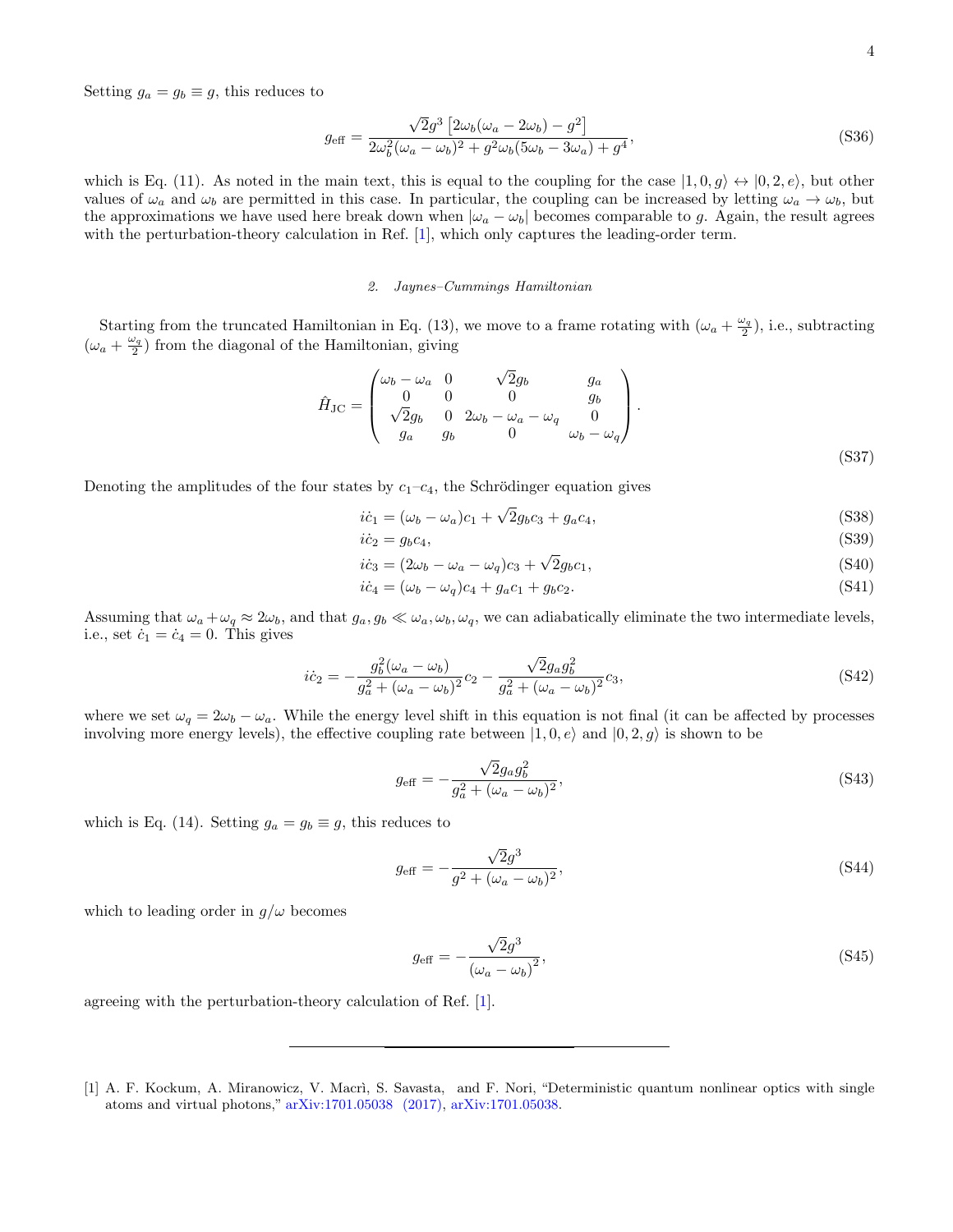Setting $g_a = g_b \equiv g$, this reduces to

$$g_{\text{eff}} = \frac{\sqrt{2}g^3\left[2\omega_b(\omega_a - 2\omega_b) - g^2\right]}{2\omega_b^2(\omega_a-\omega_b)^2 + g^2\omega_b(5\omega_b - 3\omega_a) + g^4}, \tag{S36}$$

which is Eq. (11). As noted in the main text, this is equal to the coupling for the case $|1,0,g\rangle \leftrightarrow |0,2,e\rangle$, but other values of $\omega_a$ and $\omega_b$ are permitted in this case. In particular, the coupling can be increased by letting $\omega_a \to \omega_b$, but the approximations we have used here break down when $|\omega_a - \omega_b|$ becomes comparable to $g$. Again, the result agrees with the perturbation-theory calculation in Ref. [1], which only captures the leading-order term.

### 2. Jaynes–Cummings Hamiltonian

Starting from the truncated Hamiltonian in Eq. (13), we move to a frame rotating with $(\omega_a + \frac{\omega_q}{2})$, i.e., subtracting $(\omega_a + \frac{\omega_q}{2})$ from the diagonal of the Hamiltonian, giving

$$\hat{H}_{\text{JC}} = \begin{pmatrix} \omega_b - \omega_a & 0 & \sqrt{2}g_b & g_a \\ 0 & 0 & 0 & g_b \\ \sqrt{2}g_b & 0 & 2\omega_b - \omega_a - \omega_q & 0 \\ g_a & g_b & 0 & \omega_b - \omega_q \end{pmatrix}. \tag{S37}$$

Denoting the amplitudes of the four states by $c_1$–$c_4$, the Schrödinger equation gives

$$i\dot{c}_1 = (\omega_b - \omega_a)c_1 + \sqrt{2}g_b c_3 + g_a c_4, \tag{S38}$$

$$i\dot{c}_2 = g_b c_4, \tag{S39}$$

$$i\dot{c}_3 = (2\omega_b - \omega_a - \omega_q)c_3 + \sqrt{2}g_b c_1, \tag{S40}$$

$$i\dot{c}_4 = (\omega_b - \omega_q)c_4 + g_a c_1 + g_b c_2. \tag{S41}$$

Assuming that $\omega_a + \omega_q \approx 2\omega_b$, and that $g_a, g_b \ll \omega_a, \omega_b, \omega_q$, we can adiabatically eliminate the two intermediate levels, i.e., set $\dot{c}_1 = \dot{c}_4 = 0$. This gives

$$i\dot{c}_2 = -\frac{g_b^2(\omega_a - \omega_b)}{g_a^2 + (\omega_a - \omega_b)^2}c_2 - \frac{\sqrt{2}g_a g_b^2}{g_a^2 + (\omega_a - \omega_b)^2}c_3, \tag{S42}$$

where we set $\omega_q = 2\omega_b - \omega_a$. While the energy level shift in this equation is not final (it can be affected by processes involving more energy levels), the effective coupling rate between $|1,0,e\rangle$ and $|0,2,g\rangle$ is shown to be

$$g_{\text{eff}} = -\frac{\sqrt{2}g_a g_b^2}{g_a^2 + (\omega_a - \omega_b)^2}, \tag{S43}$$

which is Eq. (14). Setting $g_a = g_b \equiv g$, this reduces to

$$g_{\text{eff}} = -\frac{\sqrt{2}g^3}{g^2 + (\omega_a - \omega_b)^2}, \tag{S44}$$

which to leading order in $g/\omega$ becomes

$$g_{\text{eff}} = -\frac{\sqrt{2}g^3}{(\omega_a - \omega_b)^2}, \tag{S45}$$

agreeing with the perturbation-theory calculation of Ref. [1].

---

[1] A. F. Kockum, A. Miranowicz, V. Macrì, S. Savasta, and F. Nori, "Deterministic quantum nonlinear optics with single atoms and virtual photons," arXiv:1701.05038 (2017), arXiv:1701.05038.